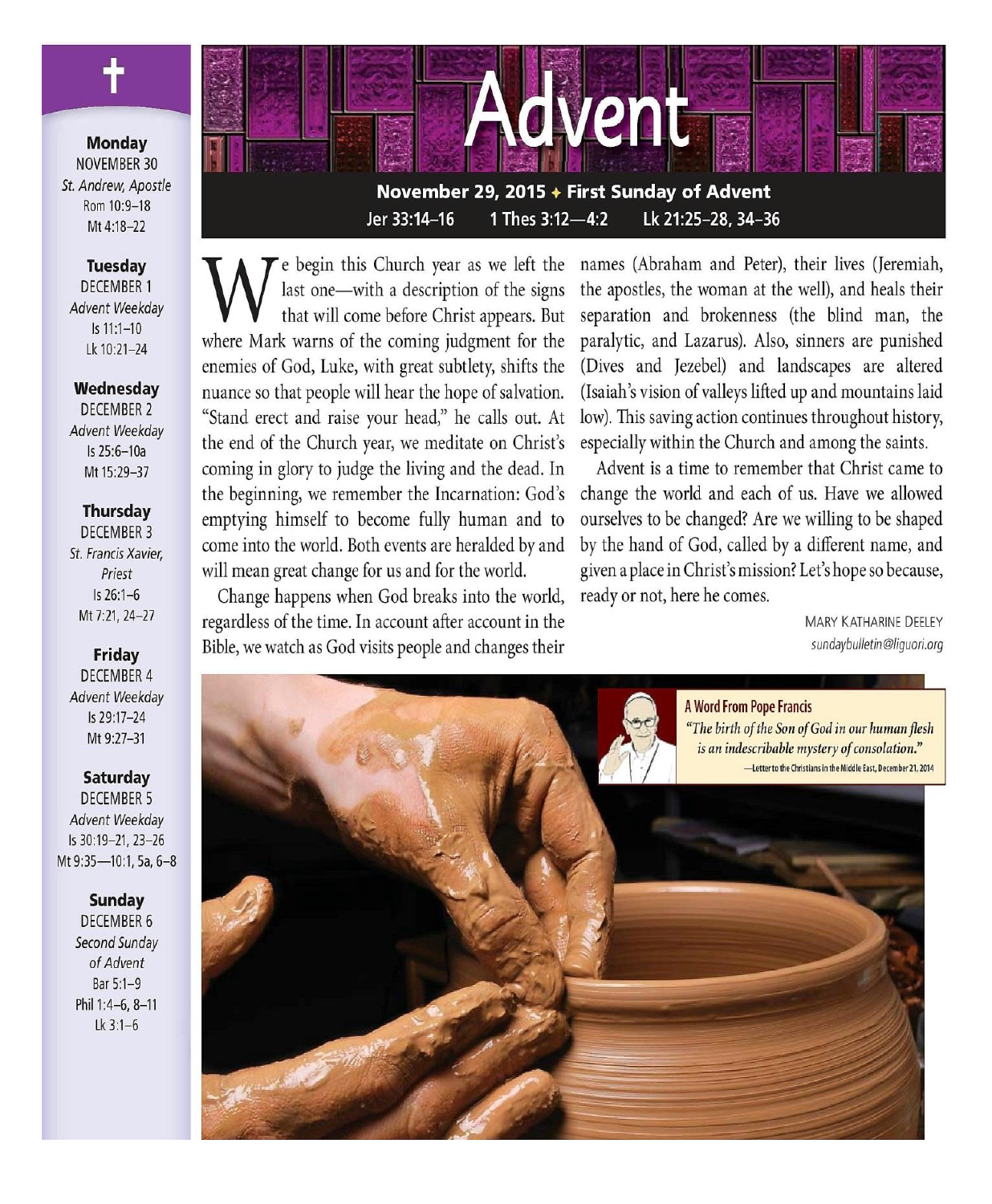# Advent

**November 29, 2015 ✦ First Sunday of Advent**

**Jer 33:14–16 | 1 Thes 3:12—4:2 | Lk 21:25–28, 34–36**

We begin this Church year as we left the last one—with a description of the signs that will come before Christ appears. But where Mark warns of the coming judgment for the enemies of God, Luke, with great subtlety, shifts the nuance so that people will hear the hope of salvation. "Stand erect and raise your head," he calls out. At the end of the Church year, we meditate on Christ's coming in glory to judge the living and the dead. In the beginning, we remember the Incarnation: God's emptying himself to become fully human and to come into the world. Both events are heralded by and will mean great change for us and for the world.

Change happens when God breaks into the world, regardless of the time. In account after account in the Bible, we watch as God visits people and changes their names (Abraham and Peter), their lives (Jeremiah, the apostles, the woman at the well), and heals their separation and brokenness (the blind man, the paralytic, and Lazarus). Also, sinners are punished (Dives and Jezebel) and landscapes are altered (Isaiah's vision of valleys lifted up and mountains laid low). This saving action continues throughout history, especially within the Church and among the saints.

Advent is a time to remember that Christ came to change the world and each of us. Have we allowed ourselves to be changed? Are we willing to be shaped by the hand of God, called by a different name, and given a place in Christ's mission? Let's hope so because, ready or not, here he comes.

MARY KATHARINE DEELEY
*sundaybulletin@liguori.org*

**A Word From Pope Francis**

*"The birth of the Son of God in our human flesh is an indescribable mystery of consolation."*

—Letter to the Christians in the Middle East, December 21, 2014

---

**Monday**
NOVEMBER 30
*St. Andrew, Apostle*
Rom 10:9–18
Mt 4:18–22

**Tuesday**
DECEMBER 1
*Advent Weekday*
Is 11:1–10
Lk 10:21–24

**Wednesday**
DECEMBER 2
*Advent Weekday*
Is 25:6–10a
Mt 15:29–37

**Thursday**
DECEMBER 3
*St. Francis Xavier, Priest*
Is 26:1–6
Mt 7:21, 24–27

**Friday**
DECEMBER 4
*Advent Weekday*
Is 29:17–24
Mt 9:27–31

**Saturday**
DECEMBER 5
*Advent Weekday*
Is 30:19–21, 23–26
Mt 9:35—10:1, 5a, 6–8

**Sunday**
DECEMBER 6
*Second Sunday of Advent*
Bar 5:1–9
Phil 1:4–6, 8–11
Lk 3:1–6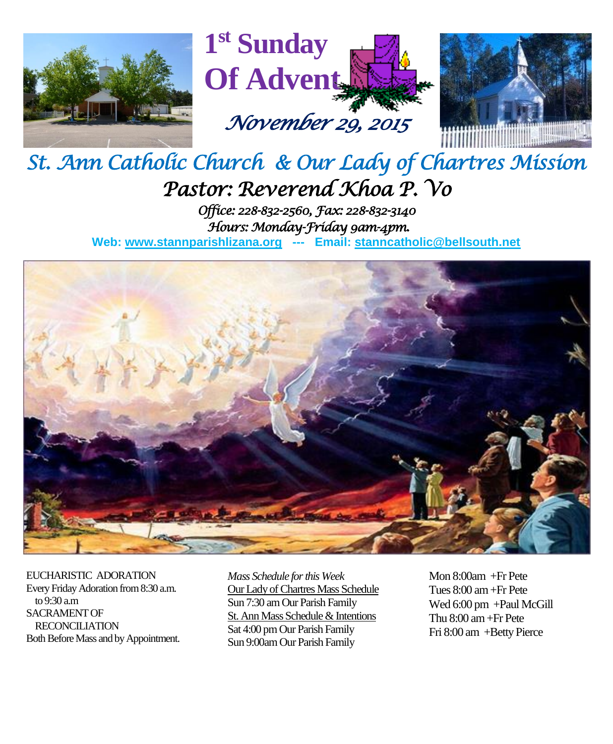# 1st Sunday Of Advent

*November 29, 2015*

## *St. Ann Catholic Church & Our Lady of Chartres Mission*

### *Pastor: Reverend Khoa P. Vo*

*Office: 228-832-2560, Fax: 228-832-3140*
*Hours: Monday-Friday 9am-4pm.*

**Web: www.stannparishlizana.org --- Email: stanncatholic@bellsouth.net**

EUCHARISTIC ADORATION
Every Friday Adoration from 8:30 a.m. to 9:30 a.m
SACRAMENT OF RECONCILIATION
Both Before Mass and by Appointment.

*Mass Schedule for this Week*

Our Lady of Chartres Mass Schedule
Sun 7:30 am Our Parish Family

St. Ann Mass Schedule & Intentions
Sat 4:00 pm Our Parish Family
Sun 9:00am Our Parish Family

Mon 8:00am +Fr Pete
Tues 8:00 am +Fr Pete
Wed 6:00 pm +Paul McGill
Thu 8:00 am +Fr Pete
Fri 8:00 am +Betty Pierce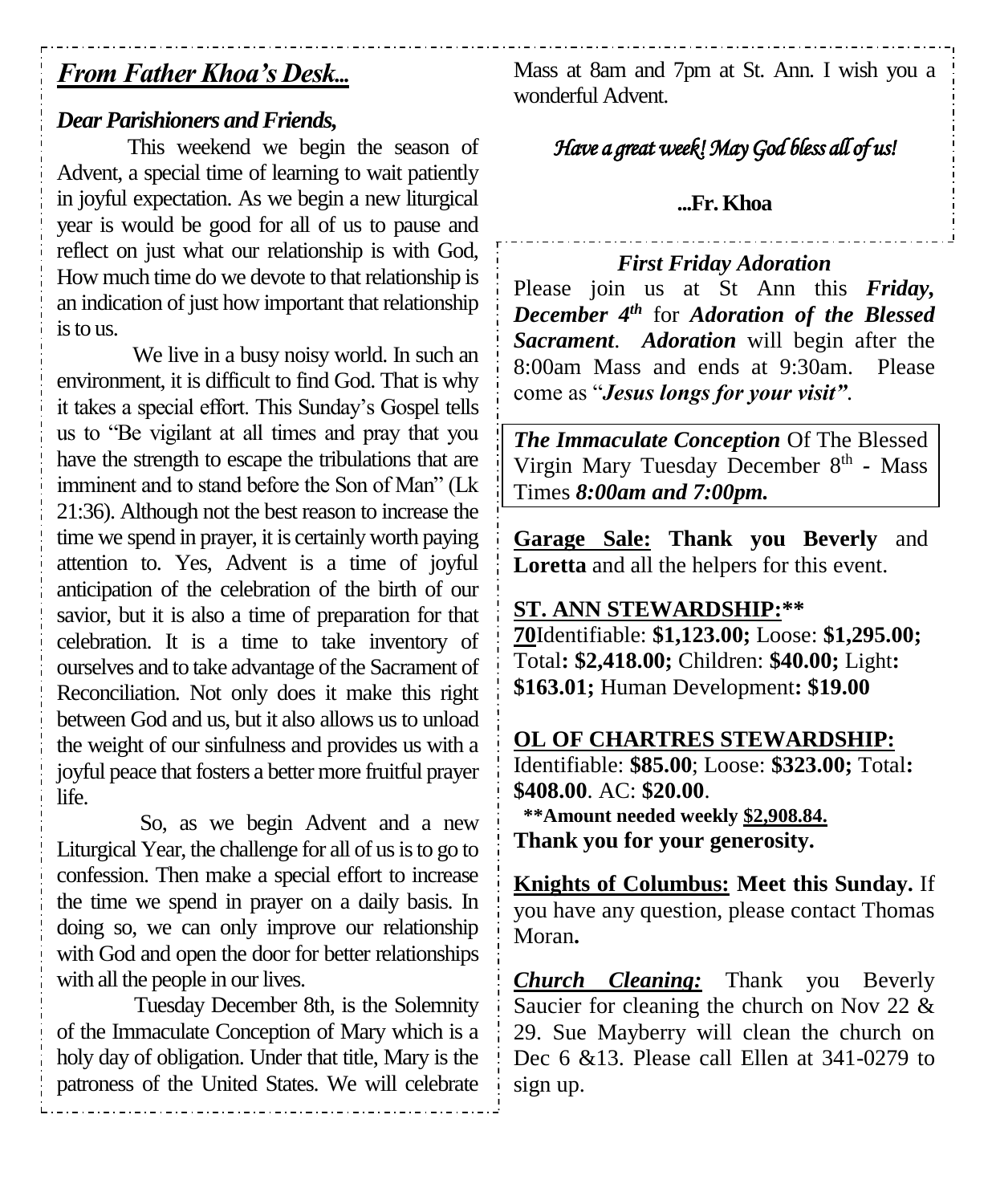## *From Father Khoa's Desk...*

***Dear Parishioners and Friends,***

This weekend we begin the season of Advent, a special time of learning to wait patiently in joyful expectation. As we begin a new liturgical year is would be good for all of us to pause and reflect on just what our relationship is with God, How much time do we devote to that relationship is an indication of just how important that relationship is to us.

We live in a busy noisy world. In such an environment, it is difficult to find God. That is why it takes a special effort. This Sunday's Gospel tells us to "Be vigilant at all times and pray that you have the strength to escape the tribulations that are imminent and to stand before the Son of Man" (Lk 21:36). Although not the best reason to increase the time we spend in prayer, it is certainly worth paying attention to. Yes, Advent is a time of joyful anticipation of the celebration of the birth of our savior, but it is also a time of preparation for that celebration. It is a time to take inventory of ourselves and to take advantage of the Sacrament of Reconciliation. Not only does it make this right between God and us, but it also allows us to unload the weight of our sinfulness and provides us with a joyful peace that fosters a better more fruitful prayer life.

So, as we begin Advent and a new Liturgical Year, the challenge for all of us is to go to confession. Then make a special effort to increase the time we spend in prayer on a daily basis. In doing so, we can only improve our relationship with God and open the door for better relationships with all the people in our lives.

Tuesday December 8th, is the Solemnity of the Immaculate Conception of Mary which is a holy day of obligation. Under that title, Mary is the patroness of the United States. We will celebrate Mass at 8am and 7pm at St. Ann. I wish you a wonderful Advent.

*Have a great week! May God bless all of us!*

**...Fr. Khoa**

### *First Friday Adoration*

Please join us at St Ann this ***Friday, December 4th*** for ***Adoration of the Blessed Sacrament***. ***Adoration*** will begin after the 8:00am Mass and ends at 9:30am. Please come as "***Jesus longs for your visit"***.

***The Immaculate Conception*** Of The Blessed Virgin Mary Tuesday December 8th - Mass Times ***8:00am and 7:00pm.***

**Garage Sale: Thank you Beverly** and **Loretta** and all the helpers for this event.

**ST. ANN STEWARDSHIP:****

**70**Identifiable: **$1,123.00;** Loose: **$1,295.00;** Total**: $2,418.00;** Children: **$40.00;** Light**: $163.01;** Human Development**: $19.00**

**OL OF CHARTRES STEWARDSHIP:**

Identifiable: **$85.00**; Loose: **$323.00;** Total**: $408.00**. AC: **$20.00**.

****Amount needed weekly $2,908.84.**

**Thank you for your generosity.**

**Knights of Columbus: Meet this Sunday.** If you have any question, please contact Thomas Moran**.**

***Church Cleaning:*** Thank you Beverly Saucier for cleaning the church on Nov 22 & 29. Sue Mayberry will clean the church on Dec 6 &13. Please call Ellen at 341-0279 to sign up.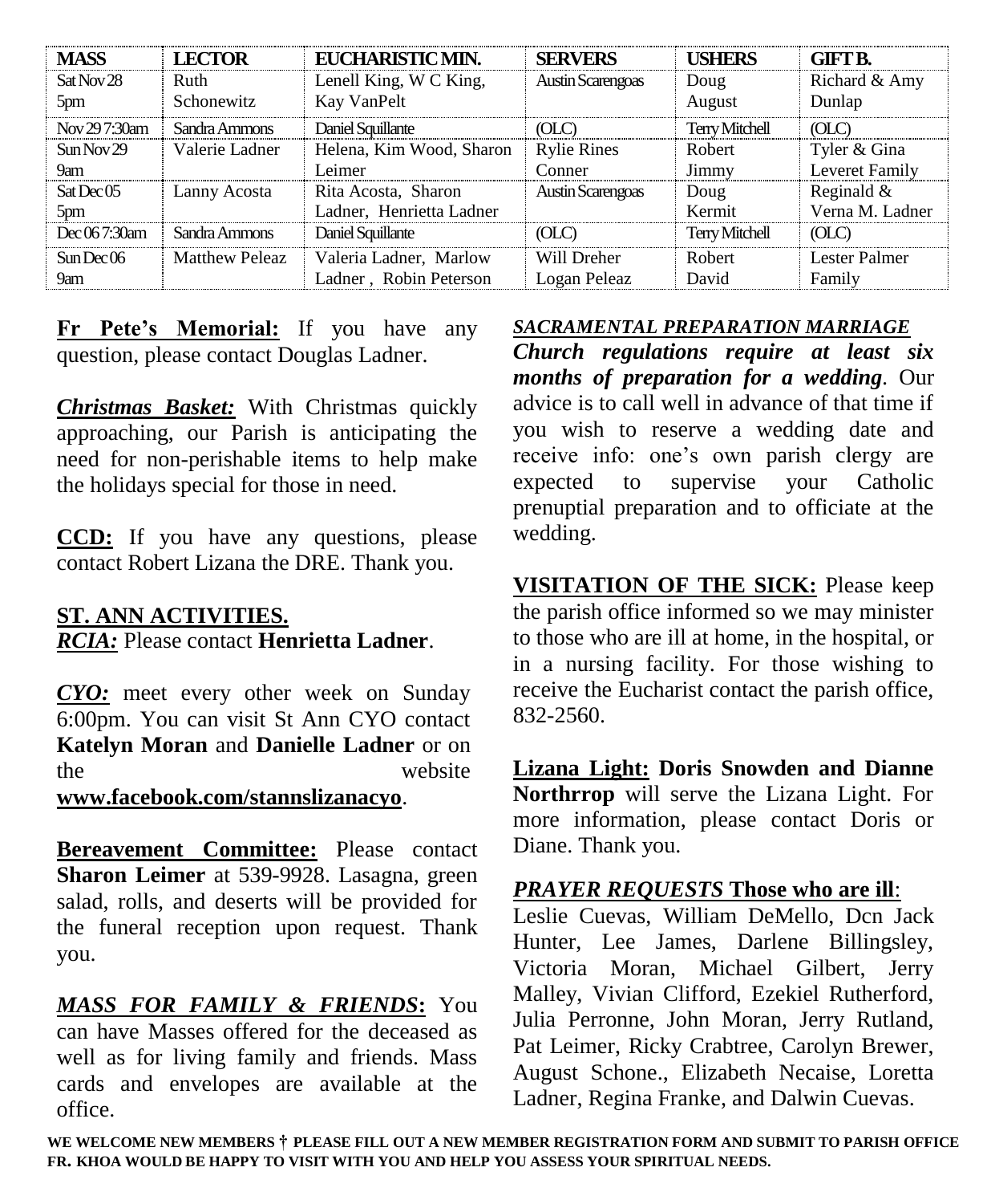| MASS | LECTOR | EUCHARISTIC MIN. | SERVERS | USHERS | GIFT B. |
|---|---|---|---|---|---|
| Sat Nov 28 5pm | Ruth Schonewitz | Lenell King, W C King, Kay VanPelt | Austin Scarengoas | Doug August | Richard & Amy Dunlap |
| Nov 29 7:30am | Sandra Ammons | Daniel Squillante | (OLC) | Terry Mitchell | (OLC) |
| Sun Nov 29 9am | Valerie Ladner | Helena, Kim Wood, Sharon Leimer | Rylie Rines Conner | Robert Jimmy | Tyler & Gina Leveret Family |
| Sat Dec 05 5pm | Lanny Acosta | Rita Acosta, Sharon Ladner, Henrietta Ladner | Austin Scarengoas | Doug Kermit | Reginald & Verna M. Ladner |
| Dec 06 7:30am | Sandra Ammons | Daniel Squillante | (OLC) | Terry Mitchell | (OLC) |
| Sun Dec 06 9am | Matthew Peleaz | Valeria Ladner, Marlow Ladner , Robin Peterson | Will Dreher Logan Peleaz | Robert David | Lester Palmer Family |

**Fr Pete's Memorial:** If you have any question, please contact Douglas Ladner.

***Christmas Basket:*** With Christmas quickly approaching, our Parish is anticipating the need for non-perishable items to help make the holidays special for those in need.

**CCD:** If you have any questions, please contact Robert Lizana the DRE. Thank you.

**ST. ANN ACTIVITIES.**

***RCIA:*** Please contact **Henrietta Ladner**.

***CYO:*** meet every other week on Sunday 6:00pm. You can visit St Ann CYO contact **Katelyn Moran** and **Danielle Ladner** or on the website **www.facebook.com/stannslizanacyo**.

**Bereavement Committee:** Please contact **Sharon Leimer** at 539-9928. Lasagna, green salad, rolls, and deserts will be provided for the funeral reception upon request. Thank you.

***MASS FOR FAMILY & FRIENDS*:** You can have Masses offered for the deceased as well as for living family and friends. Mass cards and envelopes are available at the office.

***SACRAMENTAL PREPARATION MARRIAGE***

***Church regulations require at least six months of preparation for a wedding***. Our advice is to call well in advance of that time if you wish to reserve a wedding date and receive info: one's own parish clergy are expected to supervise your Catholic prenuptial preparation and to officiate at the wedding.

**VISITATION OF THE SICK:** Please keep the parish office informed so we may minister to those who are ill at home, in the hospital, or in a nursing facility. For those wishing to receive the Eucharist contact the parish office, 832-2560.

**Lizana Light: Doris Snowden and Dianne Northrrop** will serve the Lizana Light. For more information, please contact Doris or Diane. Thank you.

***PRAYER REQUESTS* Those who are ill**:

Leslie Cuevas, William DeMello, Dcn Jack Hunter, Lee James, Darlene Billingsley, Victoria Moran, Michael Gilbert, Jerry Malley, Vivian Clifford, Ezekiel Rutherford, Julia Perronne, John Moran, Jerry Rutland, Pat Leimer, Ricky Crabtree, Carolyn Brewer, August Schone., Elizabeth Necaise, Loretta Ladner, Regina Franke, and Dalwin Cuevas.

**WE WELCOME NEW MEMBERS † PLEASE FILL OUT A NEW MEMBER REGISTRATION FORM AND SUBMIT TO PARISH OFFICE FR. KHOA WOULD BE HAPPY TO VISIT WITH YOU AND HELP YOU ASSESS YOUR SPIRITUAL NEEDS.**